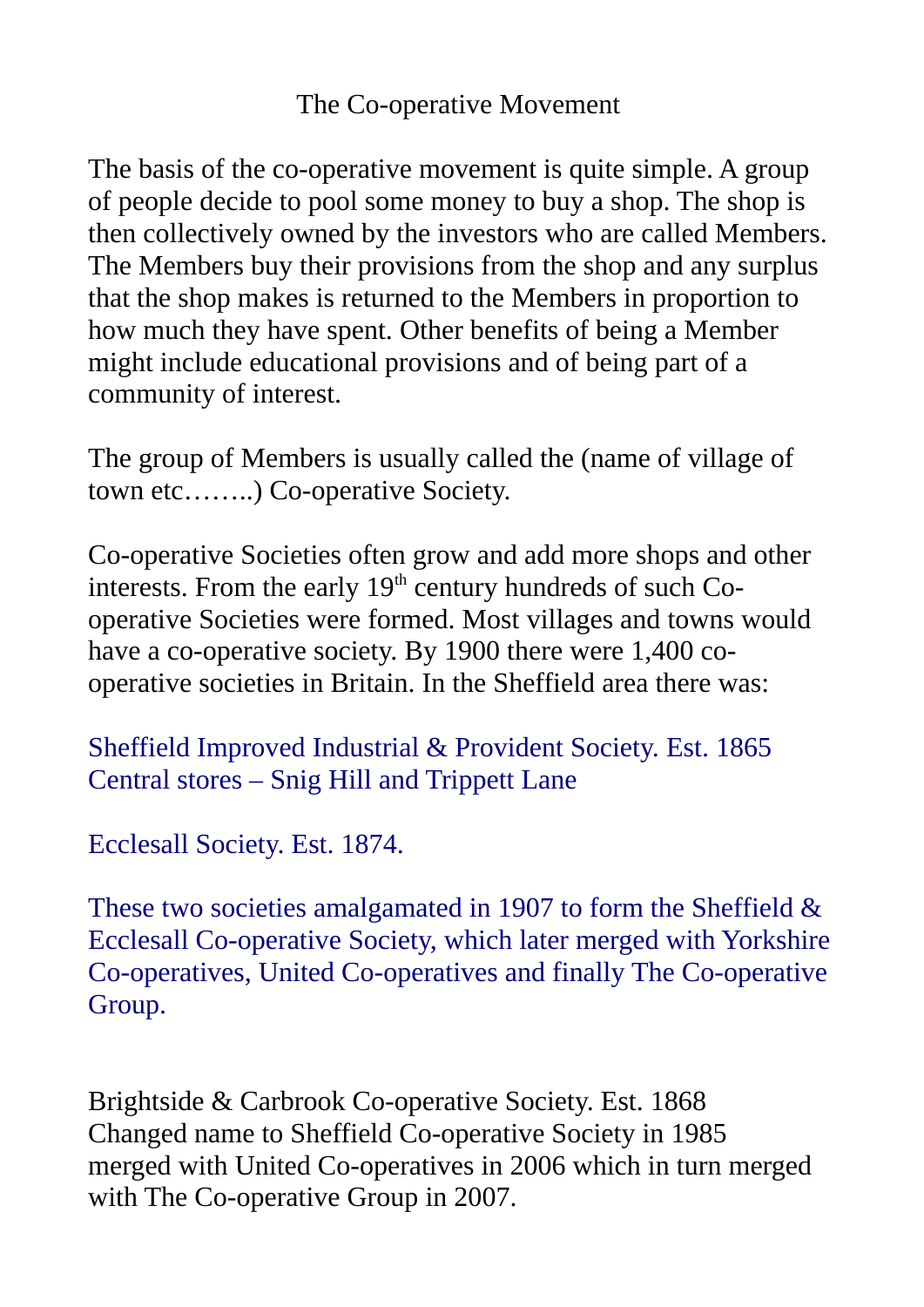# The Co-operative Movement

The basis of the co-operative movement is quite simple. A group of people decide to pool some money to buy a shop. The shop is then collectively owned by the investors who are called Members. The Members buy their provisions from the shop and any surplus that the shop makes is returned to the Members in proportion to how much they have spent. Other benefits of being a Member might include educational provisions and of being part of a community of interest.

The group of Members is usually called the (name of village of town etc……..) Co-operative Society.

Co-operative Societies often grow and add more shops and other interests. From the early 19th century hundreds of such Co-operative Societies were formed. Most villages and towns would have a co-operative society. By 1900 there were 1,400 co-operative societies in Britain. In the Sheffield area there was:

Sheffield Improved Industrial & Provident Society. Est. 1865
Central stores – Snig Hill and Trippett Lane

Ecclesall Society. Est. 1874.

These two societies amalgamated in 1907 to form the Sheffield & Ecclesall Co-operative Society, which later merged with Yorkshire Co-operatives, United Co-operatives and finally The Co-operative Group.

Brightside & Carbrook Co-operative Society. Est. 1868
Changed name to Sheffield Co-operative Society in 1985
merged with United Co-operatives in 2006 which in turn merged with The Co-operative Group in 2007.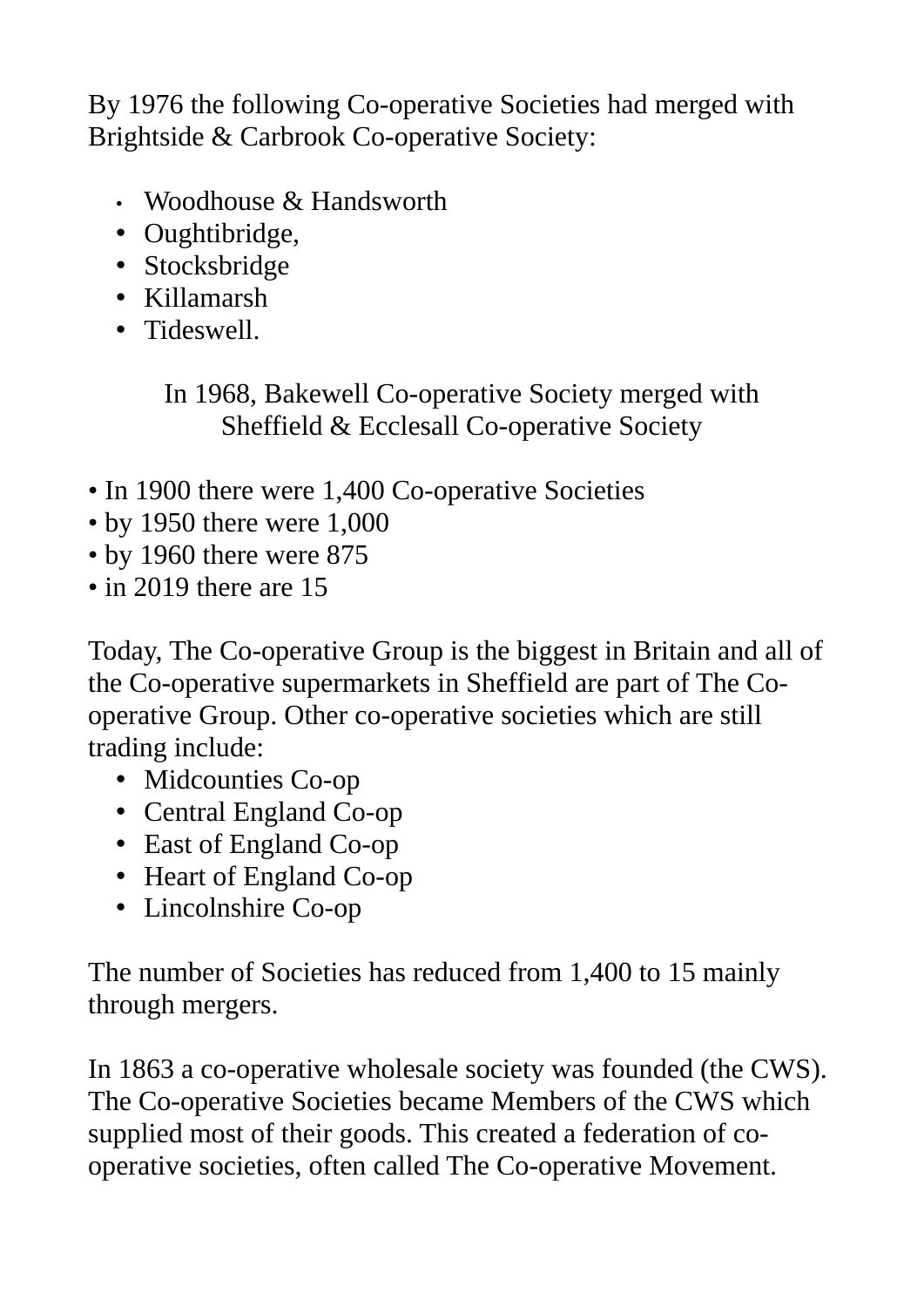By 1976 the following Co-operative Societies had merged with Brightside & Carbrook Co-operative Society:

- Woodhouse & Handsworth
- Oughtibridge,
- Stocksbridge
- Killamarsh
- Tideswell.

In 1968, Bakewell Co-operative Society merged with Sheffield & Ecclesall Co-operative Society

- In 1900 there were 1,400 Co-operative Societies
- by 1950 there were 1,000
- by 1960 there were 875
- in 2019 there are 15

Today, The Co-operative Group is the biggest in Britain and all of the Co-operative supermarkets in Sheffield are part of The Co-operative Group. Other co-operative societies which are still trading include:

- Midcounties Co-op
- Central England Co-op
- East of England Co-op
- Heart of England Co-op
- Lincolnshire Co-op

The number of Societies has reduced from 1,400 to 15 mainly through mergers.

In 1863 a co-operative wholesale society was founded (the CWS). The Co-operative Societies became Members of the CWS which supplied most of their goods. This created a federation of co-operative societies, often called The Co-operative Movement.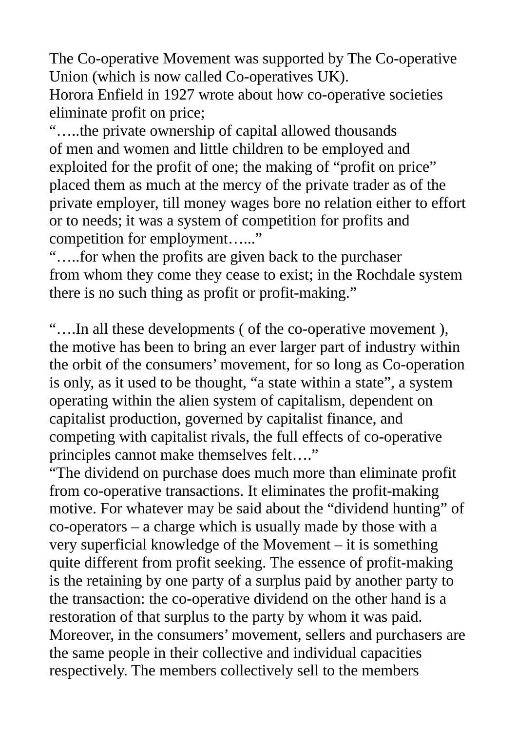The Co-operative Movement was supported by The Co-operative Union (which is now called Co-operatives UK).

Horora Enfield in 1927 wrote about how co-operative societies eliminate profit on price;

"…..the private ownership of capital allowed thousands of men and women and little children to be employed and exploited for the profit of one; the making of "profit on price" placed them as much at the mercy of the private trader as of the private employer, till money wages bore no relation either to effort or to needs; it was a system of competition for profits and competition for employment…..."

"…..for when the profits are given back to the purchaser from whom they come they cease to exist; in the Rochdale system there is no such thing as profit or profit-making."

"….In all these developments ( of the co-operative movement ), the motive has been to bring an ever larger part of industry within the orbit of the consumers' movement, for so long as Co-operation is only, as it used to be thought, "a state within a state", a system operating within the alien system of capitalism, dependent on capitalist production, governed by capitalist finance, and competing with capitalist rivals, the full effects of co-operative principles cannot make themselves felt…."

"The dividend on purchase does much more than eliminate profit from co-operative transactions. It eliminates the profit-making motive. For whatever may be said about the "dividend hunting" of co-operators – a charge which is usually made by those with a very superficial knowledge of the Movement – it is something quite different from profit seeking. The essence of profit-making is the retaining by one party of a surplus paid by another party to the transaction: the co-operative dividend on the other hand is a restoration of that surplus to the party by whom it was paid. Moreover, in the consumers' movement, sellers and purchasers are the same people in their collective and individual capacities respectively. The members collectively sell to the members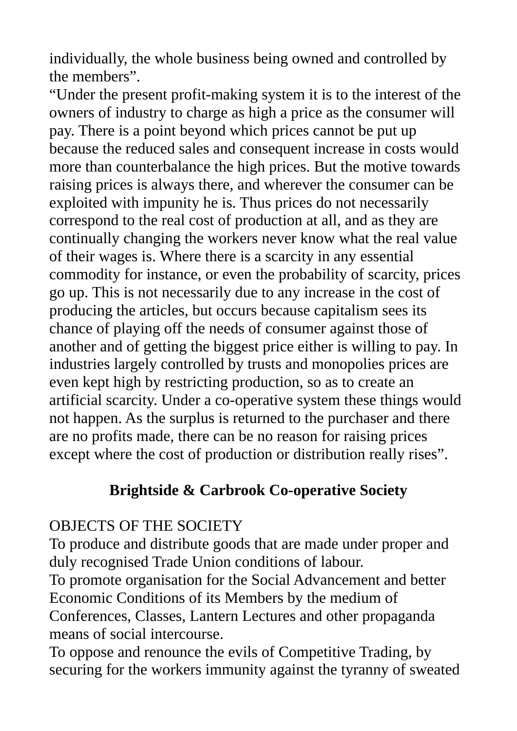individually, the whole business being owned and controlled by the members”.

“Under the present profit-making system it is to the interest of the owners of industry to charge as high a price as the consumer will pay. There is a point beyond which prices cannot be put up because the reduced sales and consequent increase in costs would more than counterbalance the high prices. But the motive towards raising prices is always there, and wherever the consumer can be exploited with impunity he is. Thus prices do not necessarily correspond to the real cost of production at all, and as they are continually changing the workers never know what the real value of their wages is. Where there is a scarcity in any essential commodity for instance, or even the probability of scarcity, prices go up. This is not necessarily due to any increase in the cost of producing the articles, but occurs because capitalism sees its chance of playing off the needs of consumer against those of another and of getting the biggest price either is willing to pay. In industries largely controlled by trusts and monopolies prices are even kept high by restricting production, so as to create an artificial scarcity. Under a co-operative system these things would not happen. As the surplus is returned to the purchaser and there are no profits made, there can be no reason for raising prices except where the cost of production or distribution really rises”.

**Brightside & Carbrook Co-operative Society**

OBJECTS OF THE SOCIETY

To produce and distribute goods that are made under proper and duly recognised Trade Union conditions of labour.

To promote organisation for the Social Advancement and better Economic Conditions of its Members by the medium of Conferences, Classes, Lantern Lectures and other propaganda means of social intercourse.

To oppose and renounce the evils of Competitive Trading, by securing for the workers immunity against the tyranny of sweated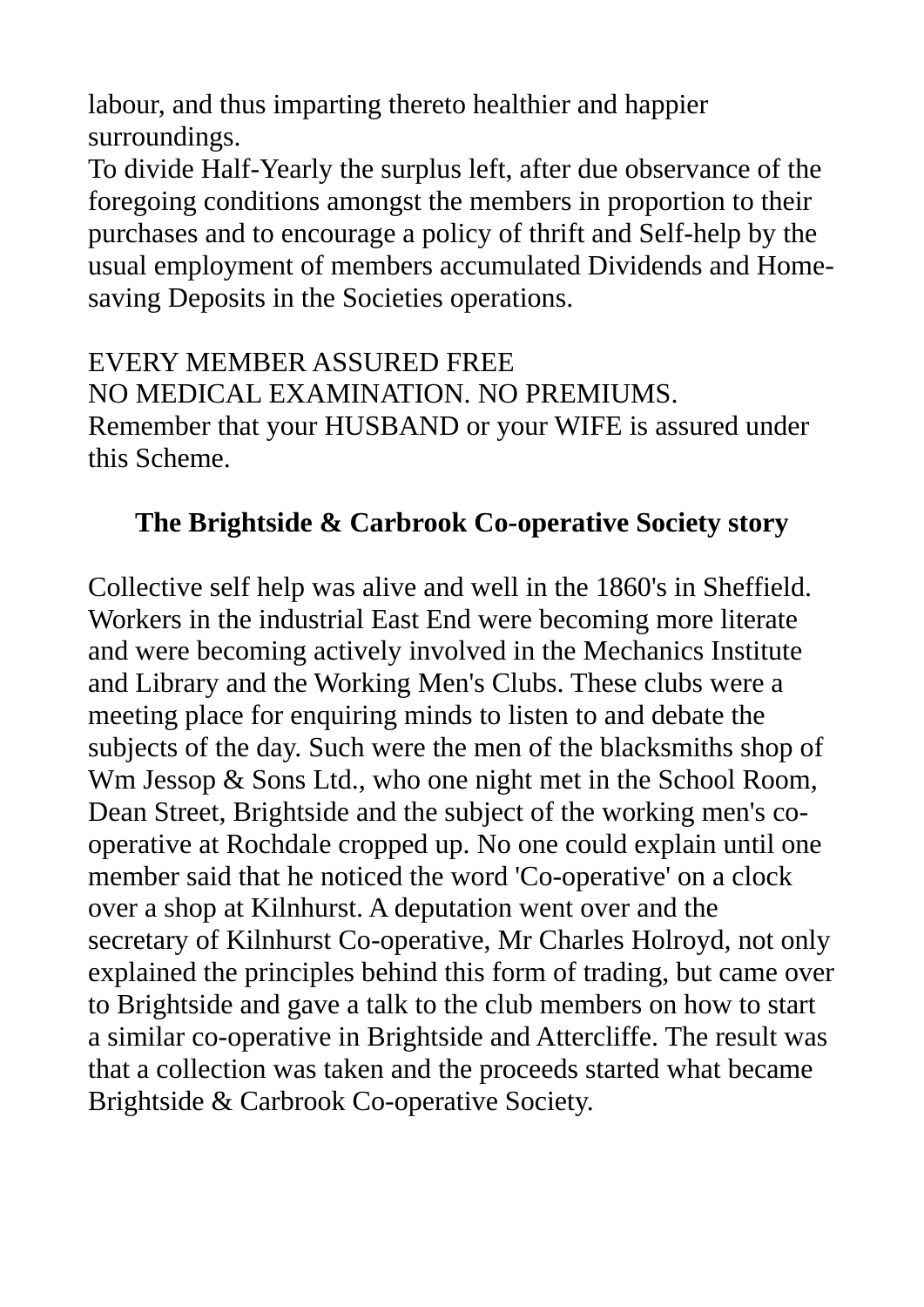labour, and thus imparting thereto healthier and happier surroundings.
To divide Half-Yearly the surplus left, after due observance of the foregoing conditions amongst the members in proportion to their purchases and to encourage a policy of thrift and Self-help by the usual employment of members accumulated Dividends and Home-saving Deposits in the Societies operations.

EVERY MEMBER ASSURED FREE
NO MEDICAL EXAMINATION. NO PREMIUMS.
Remember that your HUSBAND or your WIFE is assured under this Scheme.

## The Brightside & Carbrook Co-operative Society story

Collective self help was alive and well in the 1860's in Sheffield. Workers in the industrial East End were becoming more literate and were becoming actively involved in the Mechanics Institute and Library and the Working Men's Clubs. These clubs were a meeting place for enquiring minds to listen to and debate the subjects of the day. Such were the men of the blacksmiths shop of Wm Jessop & Sons Ltd., who one night met in the School Room, Dean Street, Brightside and the subject of the working men's co-operative at Rochdale cropped up. No one could explain until one member said that he noticed the word 'Co-operative' on a clock over a shop at Kilnhurst. A deputation went over and the secretary of Kilnhurst Co-operative, Mr Charles Holroyd, not only explained the principles behind this form of trading, but came over to Brightside and gave a talk to the club members on how to start a similar co-operative in Brightside and Attercliffe. The result was that a collection was taken and the proceeds started what became Brightside & Carbrook Co-operative Society.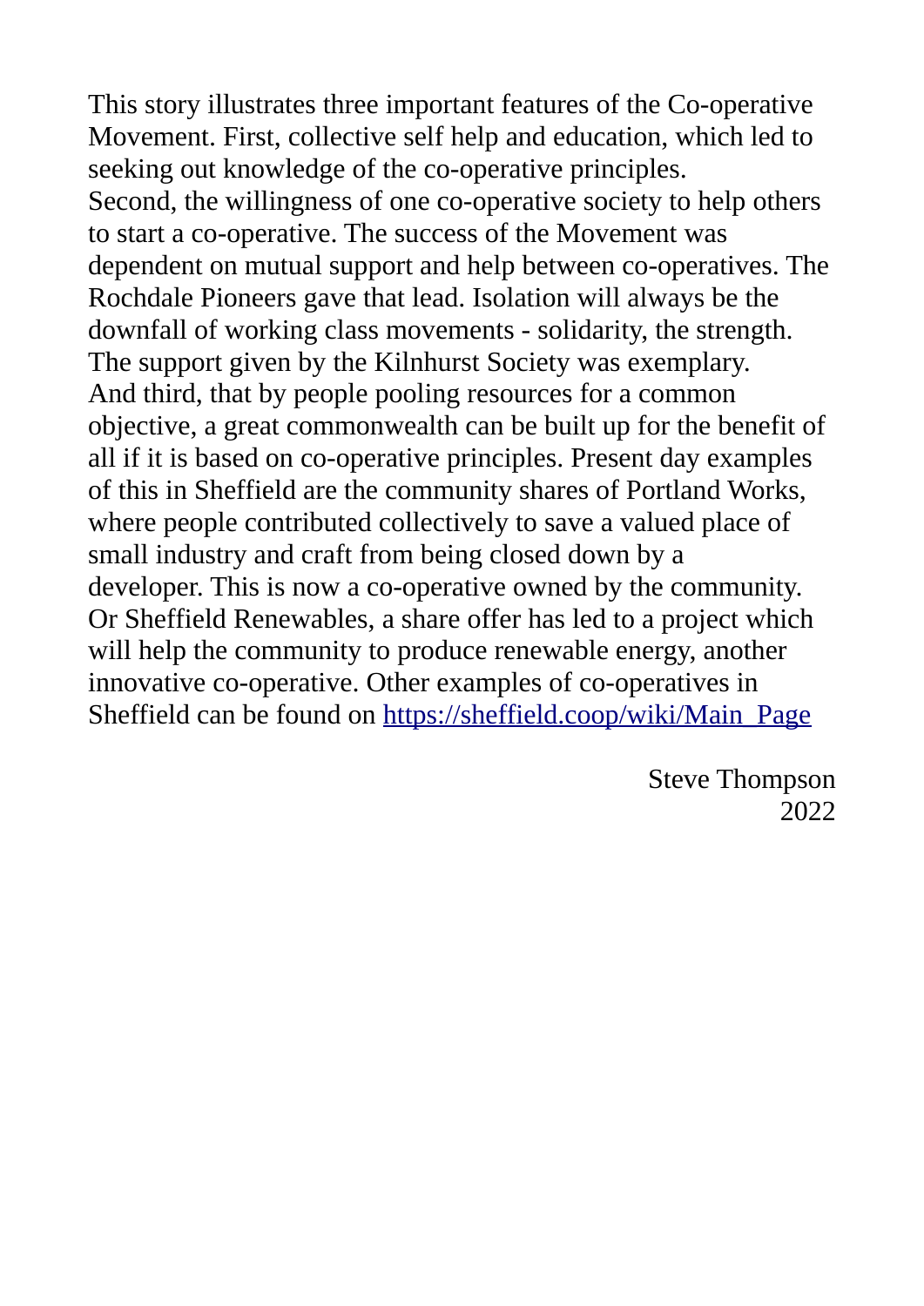This story illustrates three important features of the Co-operative Movement. First, collective self help and education, which led to seeking out knowledge of the co-operative principles.
Second, the willingness of one co-operative society to help others to start a co-operative. The success of the Movement was dependent on mutual support and help between co-operatives. The Rochdale Pioneers gave that lead. Isolation will always be the downfall of working class movements - solidarity, the strength. The support given by the Kilnhurst Society was exemplary.
And third, that by people pooling resources for a common objective, a great commonwealth can be built up for the benefit of all if it is based on co-operative principles. Present day examples of this in Sheffield are the community shares of Portland Works, where people contributed collectively to save a valued place of small industry and craft from being closed down by a developer. This is now a co-operative owned by the community. Or Sheffield Renewables, a share offer has led to a project which will help the community to produce renewable energy, another innovative co-operative. Other examples of co-operatives in Sheffield can be found on [https://sheffield.coop/wiki/Main_Page](https://sheffield.coop/wiki/Main_Page)

Steve Thompson
2022